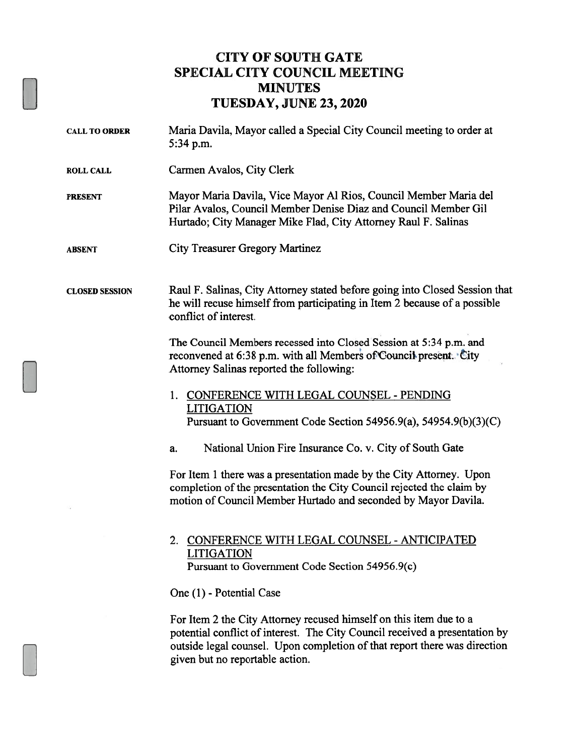# CITY OF SOUTH GATE
# SPECIAL CITY COUNCIL MEETING
# MINUTES
# TUESDAY, JUNE 23, 2020

**CALL TO ORDER**
Maria Davila, Mayor called a Special City Council meeting to order at 5:34 p.m.

**ROLL CALL**
Carmen Avalos, City Clerk

**PRESENT**
Mayor Maria Davila, Vice Mayor Al Rios, Council Member Maria del Pilar Avalos, Council Member Denise Diaz and Council Member Gil Hurtado; City Manager Mike Flad, City Attorney Raul F. Salinas

**ABSENT**
City Treasurer Gregory Martinez

**CLOSED SESSION**
Raul F. Salinas, City Attorney stated before going into Closed Session that he will recuse himself from participating in Item 2 because of a possible conflict of interest.

The Council Members recessed into Closed Session at 5:34 p.m. and reconvened at 6:38 p.m. with all Members of Council present. City Attorney Salinas reported the following:

1. CONFERENCE WITH LEGAL COUNSEL - PENDING LITIGATION
   Pursuant to Government Code Section 54956.9(a), 54954.9(b)(3)(C)

   a. National Union Fire Insurance Co. v. City of South Gate

For Item 1 there was a presentation made by the City Attorney. Upon completion of the presentation the City Council rejected the claim by motion of Council Member Hurtado and seconded by Mayor Davila.

2. CONFERENCE WITH LEGAL COUNSEL - ANTICIPATED LITIGATION
   Pursuant to Government Code Section 54956.9(c)

One (1) - Potential Case

For Item 2 the City Attorney recused himself on this item due to a potential conflict of interest. The City Council received a presentation by outside legal counsel. Upon completion of that report there was direction given but no reportable action.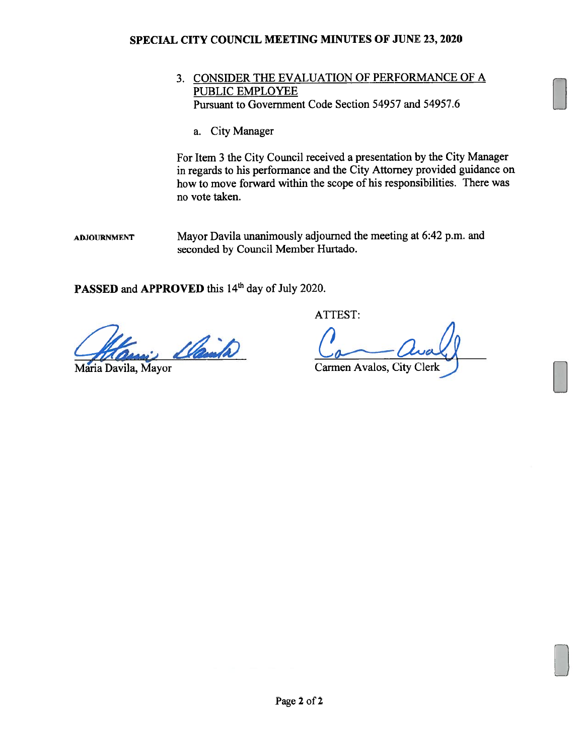3. CONSIDER THE EVALUATION OF PERFORMANCE OF A PUBLIC EMPLOYEE
   Pursuant to Government Code Section 54957 and 54957.6

   a. City Manager

For Item 3 the City Council received a presentation by the City Manager in regards to his performance and the City Attorney provided guidance on how to move forward within the scope of his responsibilities. There was no vote taken.

**ADJOURNMENT** Mayor Davila unanimously adjourned the meeting at 6:42 p.m. and seconded by Council Member Hurtado.

**PASSED** and **APPROVED** this 14th day of July 2020.

ATTEST:

Maria Davila, Mayor

Carmen Avalos, City Clerk